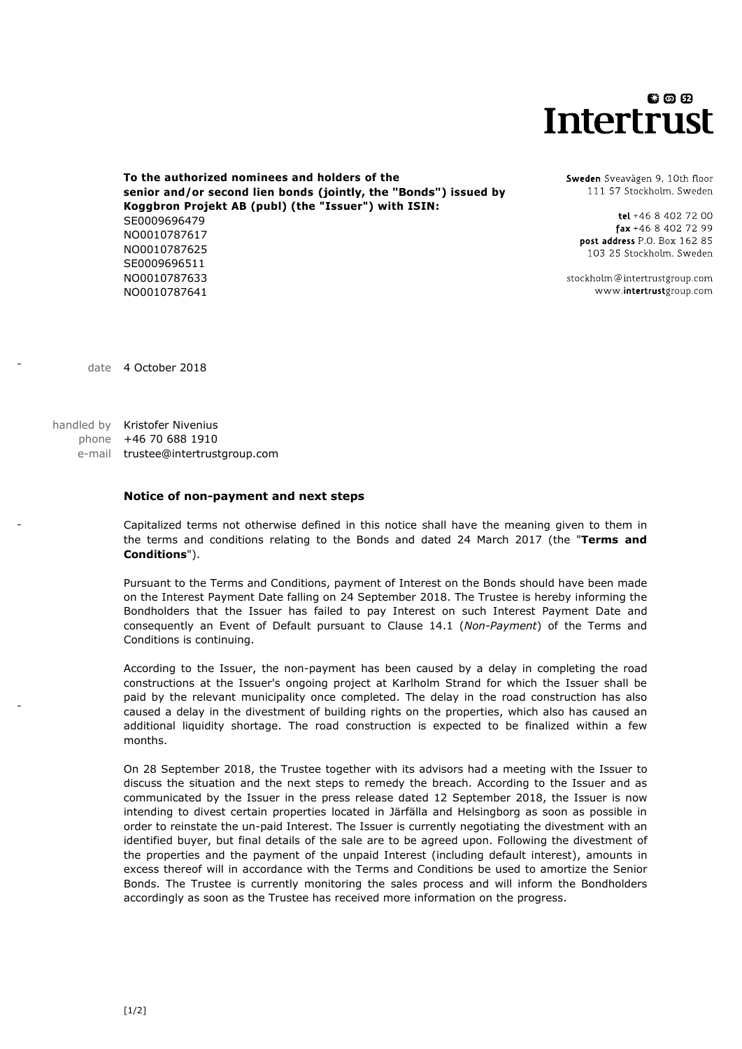Intertrust

**To the authorized nominees and holders of the senior and/or second lien bonds (jointly, the "Bonds") issued by Koggbron Projekt AB (publ) (the "Issuer") with ISIN:**
SE0009696479
NO0010787617
NO0010787625
SE0009696511
NO0010787633
NO0010787641

**Sweden** Sveavägen 9, 10th floor
111 57 Stockholm, Sweden

**tel** +46 8 402 72 00
**fax** +46 8 402 72 99
**post address** P.O. Box 162 85
103 25 Stockholm, Sweden

stockholm@intertrustgroup.com
www.intertrustgroup.com

date 4 October 2018

handled by Kristofer Nivenius
phone +46 70 688 1910
e-mail trustee@intertrustgroup.com

## Notice of non-payment and next steps

Capitalized terms not otherwise defined in this notice shall have the meaning given to them in the terms and conditions relating to the Bonds and dated 24 March 2017 (the "**Terms and Conditions**").

Pursuant to the Terms and Conditions, payment of Interest on the Bonds should have been made on the Interest Payment Date falling on 24 September 2018. The Trustee is hereby informing the Bondholders that the Issuer has failed to pay Interest on such Interest Payment Date and consequently an Event of Default pursuant to Clause 14.1 (*Non-Payment*) of the Terms and Conditions is continuing.

According to the Issuer, the non-payment has been caused by a delay in completing the road constructions at the Issuer's ongoing project at Karlholm Strand for which the Issuer shall be paid by the relevant municipality once completed. The delay in the road construction has also caused a delay in the divestment of building rights on the properties, which also has caused an additional liquidity shortage. The road construction is expected to be finalized within a few months.

On 28 September 2018, the Trustee together with its advisors had a meeting with the Issuer to discuss the situation and the next steps to remedy the breach. According to the Issuer and as communicated by the Issuer in the press release dated 12 September 2018, the Issuer is now intending to divest certain properties located in Järfälla and Helsingborg as soon as possible in order to reinstate the un-paid Interest. The Issuer is currently negotiating the divestment with an identified buyer, but final details of the sale are to be agreed upon. Following the divestment of the properties and the payment of the unpaid Interest (including default interest), amounts in excess thereof will in accordance with the Terms and Conditions be used to amortize the Senior Bonds. The Trustee is currently monitoring the sales process and will inform the Bondholders accordingly as soon as the Trustee has received more information on the progress.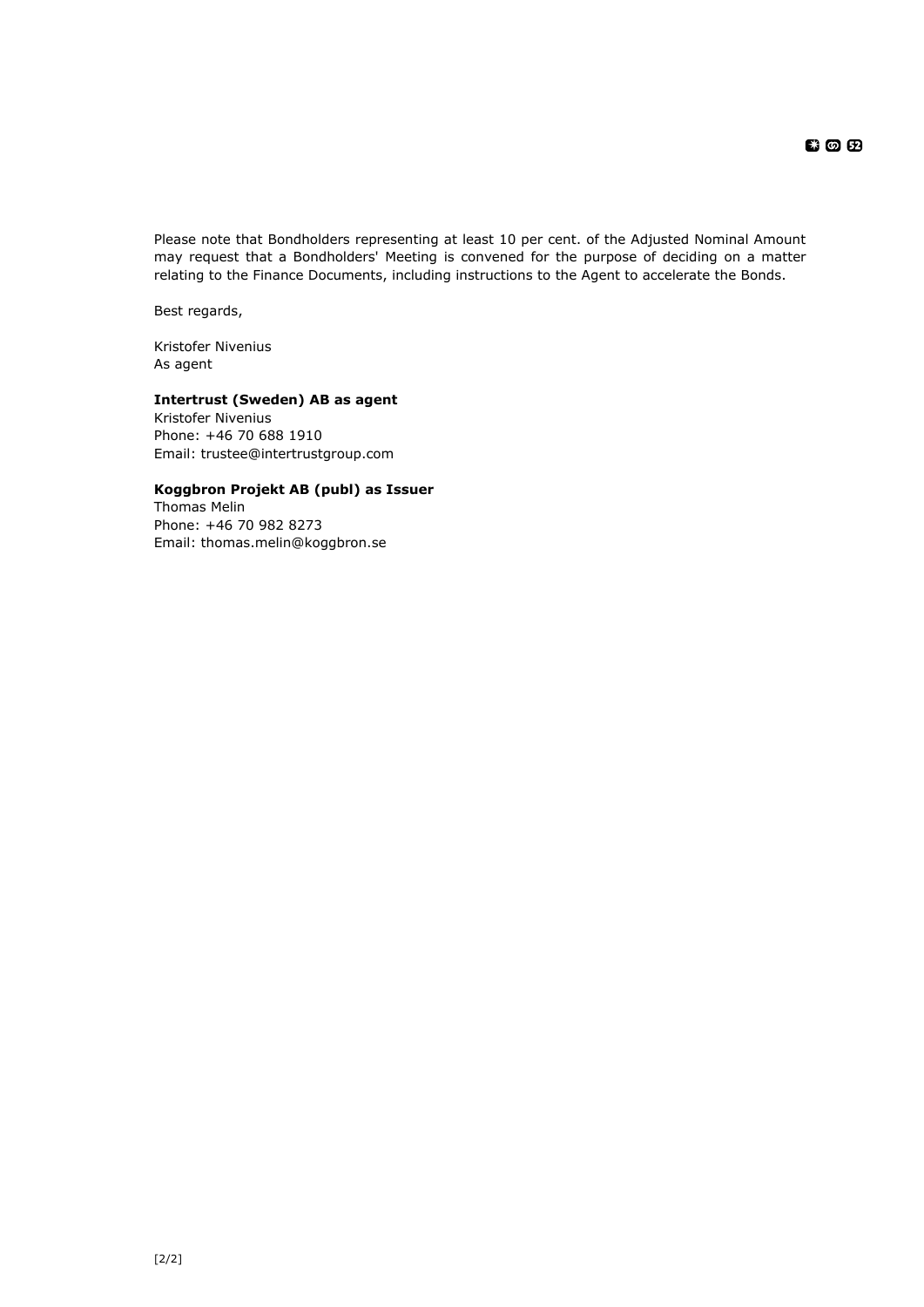Please note that Bondholders representing at least 10 per cent. of the Adjusted Nominal Amount may request that a Bondholders' Meeting is convened for the purpose of deciding on a matter relating to the Finance Documents, including instructions to the Agent to accelerate the Bonds.

Best regards,

Kristofer Nivenius
As agent

**Intertrust (Sweden) AB as agent**
Kristofer Nivenius
Phone: +46 70 688 1910
Email: trustee@intertrustgroup.com

**Koggbron Projekt AB (publ) as Issuer**
Thomas Melin
Phone: +46 70 982 8273
Email: thomas.melin@koggbron.se